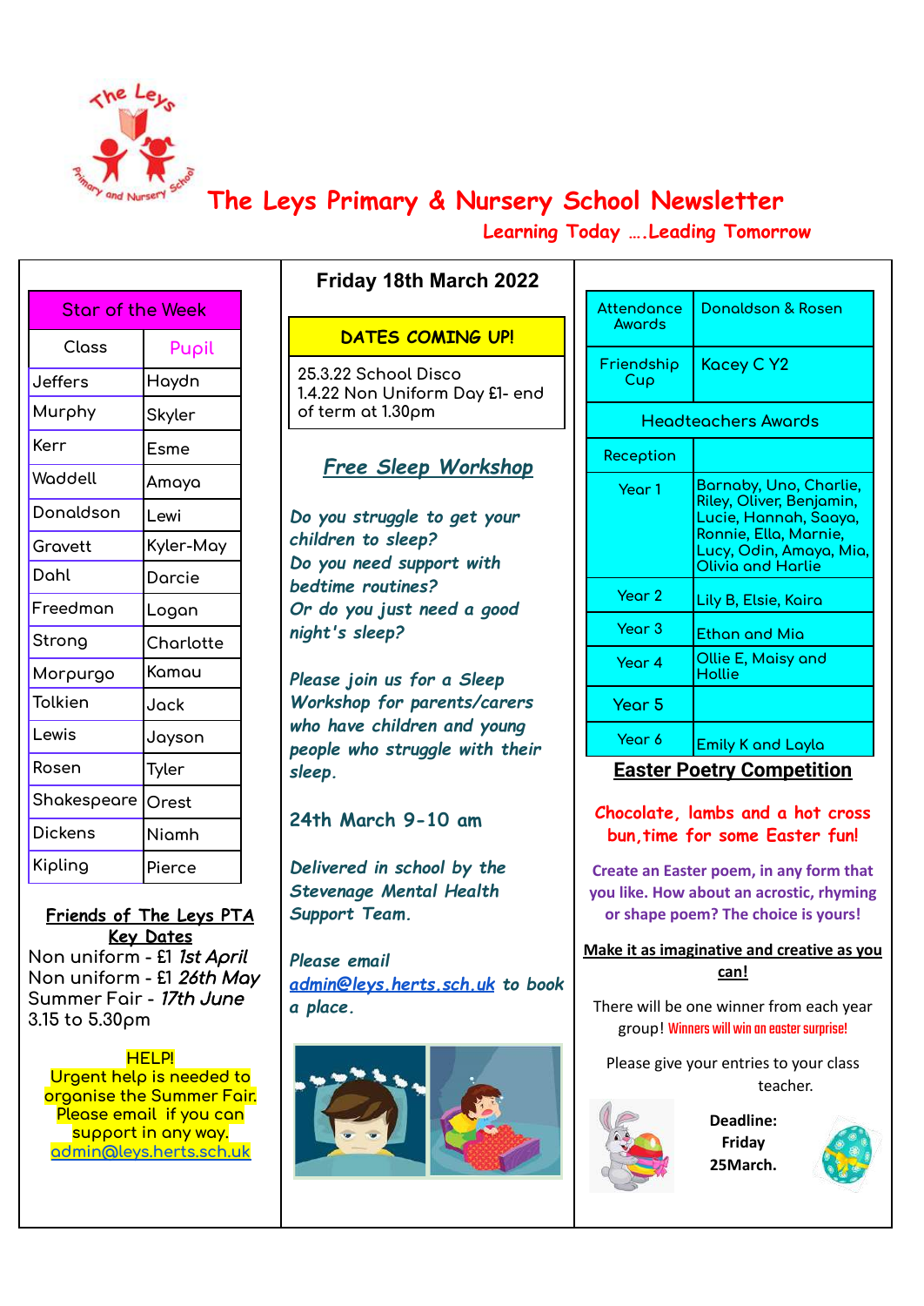# The Leys Primary & Nursery School Newsletter

**Learning Today ….Leading Tomorrow**

## Friday 18th March 2022

| Star of the Week | |
|---|---|
| Class | Pupil |
| Jeffers | Haydn |
| Murphy | Skyler |
| Kerr | Esme |
| Waddell | Amaya |
| Donaldson | Lewi |
| Gravett | Kyler-May |
| Dahl | Darcie |
| Freedman | Logan |
| Strong | Charlotte |
| Morpurgo | Kamau |
| Tolkien | Jack |
| Lewis | Jayson |
| Rosen | Tyler |
| Shakespeare | Orest |
| Dickens | Niamh |
| Kipling | Pierce |

**Friends of The Leys PTA**
**Key Dates**

Non uniform - £1 *1st April*
Non uniform - £1 *26th May*
Summer Fair - *17th June* 3.15 to 5.30pm

HELP!
Urgent help is needed to organise the Summer Fair. Please email if you can support in any way.
admin@leys.herts.sch.uk

| DATES COMING UP! |
|---|
| 25.3.22 School Disco<br>1.4.22 Non Uniform Day £1- end of term at 1.30pm |

## *Free Sleep Workshop*

*Do you struggle to get your children to sleep?*
*Do you need support with bedtime routines?*
*Or do you just need a good night's sleep?*

*Please join us for a Sleep Workshop for parents/carers who have children and young people who struggle with their sleep.*

**24th March 9-10 am**

*Delivered in school by the Stevenage Mental Health Support Team.*

*Please email admin@leys.herts.sch.uk to book a place.*

| Attendance Awards | Donaldson & Rosen |
|---|---|
| Friendship Cup | Kacey C Y2 |
| Headteachers Awards | |
| Reception | |
| Year 1 | Barnaby, Uno, Charlie, Riley, Oliver, Benjamin, Lucie, Hannah, Saaya, Ronnie, Ella, Marnie, Lucy, Odin, Amaya, Mia, Olivia and Harlie |
| Year 2 | Lily B, Elsie, Kaira |
| Year 3 | Ethan and Mia |
| Year 4 | Ollie E, Maisy and Hollie |
| Year 5 | |
| Year 6 | Emily K and Layla |

## Easter Poetry Competition

**Chocolate, lambs and a hot cross bun, time for some Easter fun!**

**Create an Easter poem, in any form that you like. How about an acrostic, rhyming or shape poem? The choice is yours!**

**Make it as imaginative and creative as you can!**

There will be one winner from each year group! Winners will win an easter surprise!

Please give your entries to your class teacher.

**Deadline: Friday 25March.**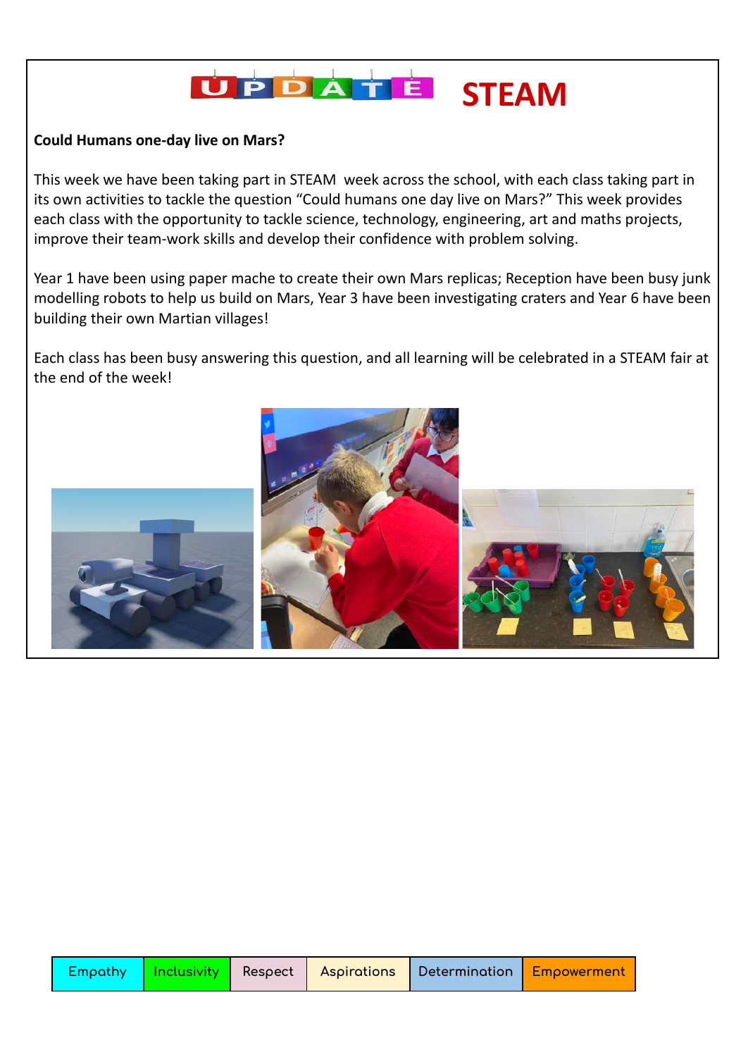# UPDATE STEAM

**Could Humans one-day live on Mars?**

This week we have been taking part in STEAM week across the school, with each class taking part in its own activities to tackle the question "Could humans one day live on Mars?" This week provides each class with the opportunity to tackle science, technology, engineering, art and maths projects, improve their team-work skills and develop their confidence with problem solving.

Year 1 have been using paper mache to create their own Mars replicas; Reception have been busy junk modelling robots to help us build on Mars, Year 3 have been investigating craters and Year 6 have been building their own Martian villages!

Each class has been busy answering this question, and all learning will be celebrated in a STEAM fair at the end of the week!

| Empathy | Inclusivity | Respect | Aspirations | Determination | Empowerment |
|---|---|---|---|---|---|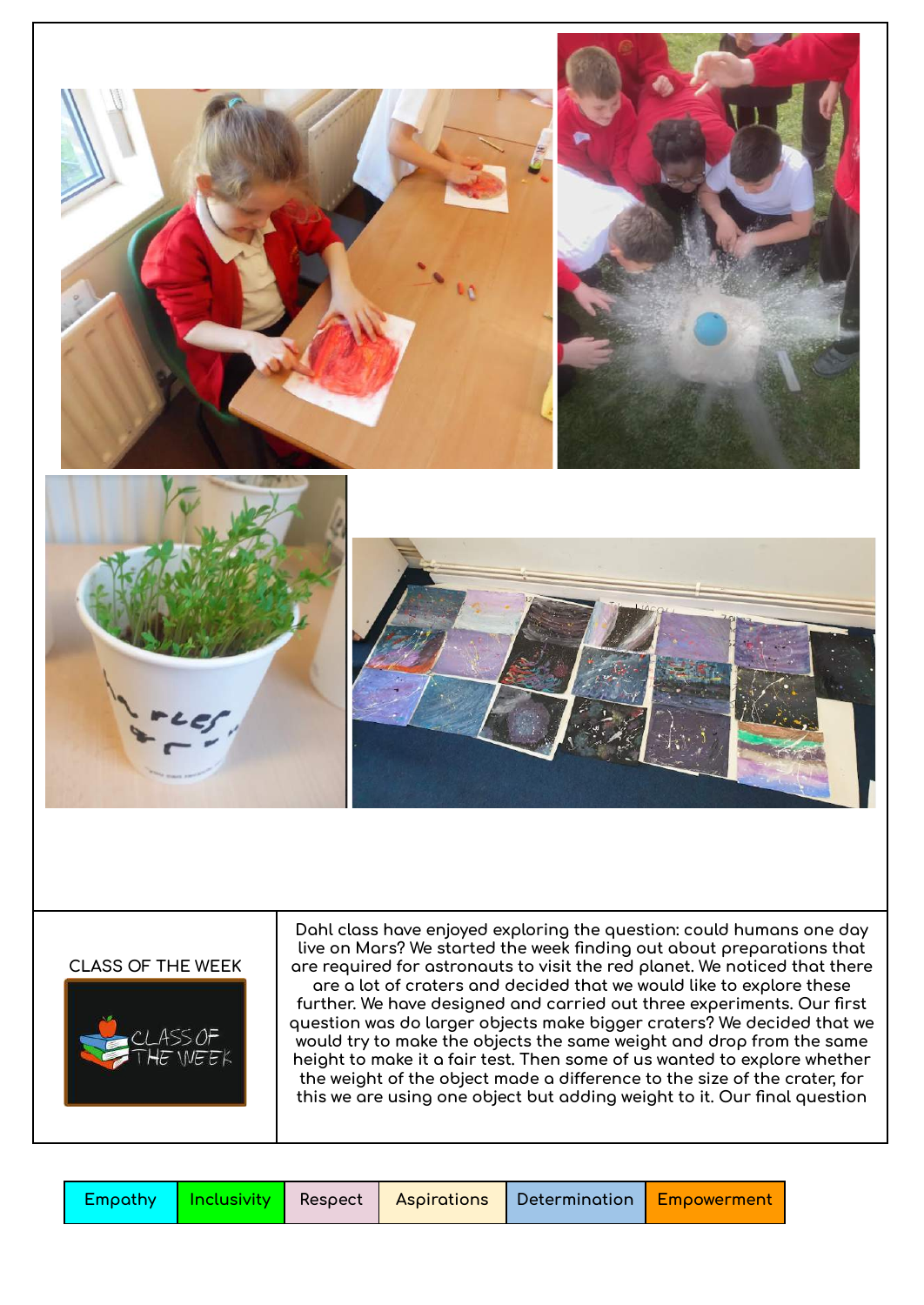CLASS OF THE WEEK

Dahl class have enjoyed exploring the question: could humans one day live on Mars? We started the week finding out about preparations that are required for astronauts to visit the red planet. We noticed that there are a lot of craters and decided that we would like to explore these further. We have designed and carried out three experiments. Our first question was do larger objects make bigger craters? We decided that we would try to make the objects the same weight and drop from the same height to make it a fair test. Then some of us wanted to explore whether the weight of the object made a difference to the size of the crater, for this we are using one object but adding weight to it. Our final question

| Empathy | Inclusivity | Respect | Aspirations | Determination | Empowerment |
| --- | --- | --- | --- | --- | --- |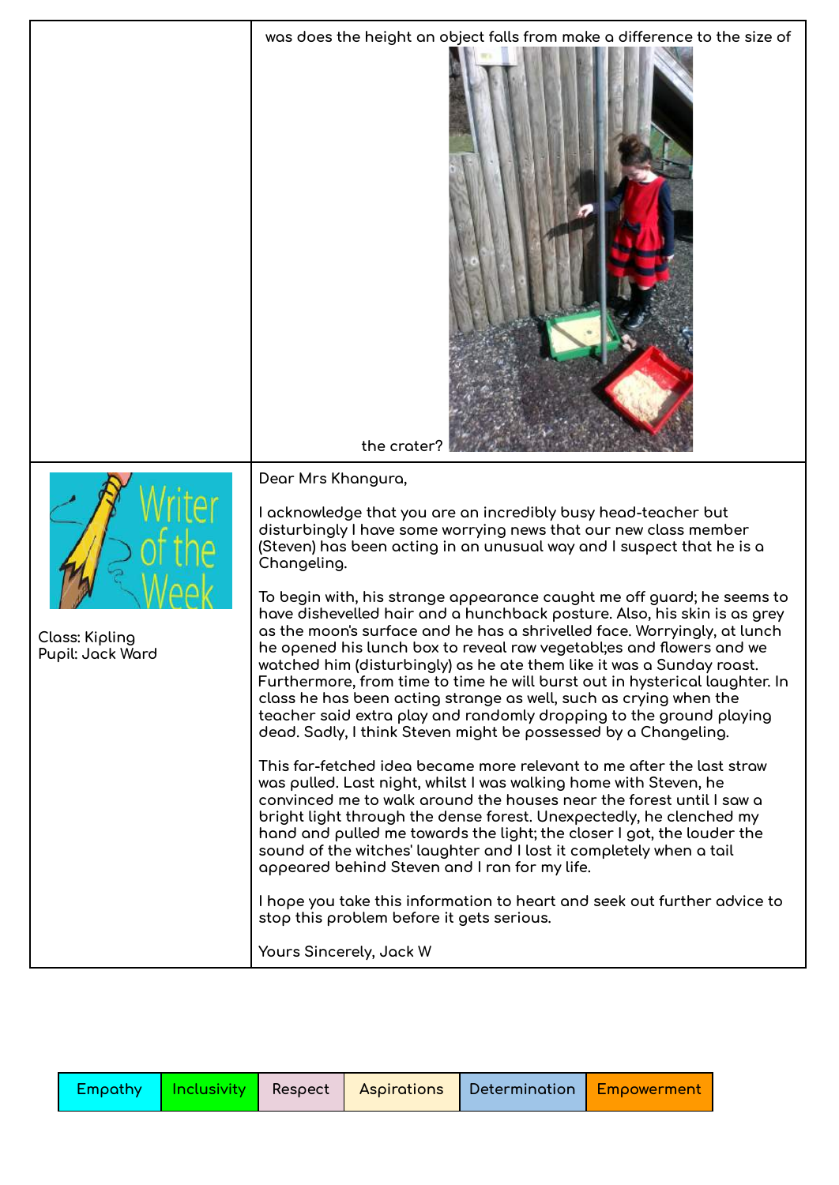| | |
|---|---|
| | was does the height an object falls from make a difference to the size of the crater? |
| Writer of the Week<br><br>Class: Kipling<br>Pupil: Jack Ward | Dear Mrs Khangura,<br><br>I acknowledge that you are an incredibly busy head-teacher but disturbingly I have some worrying news that our new class member (Steven) has been acting in an unusual way and I suspect that he is a Changeling.<br><br>To begin with, his strange appearance caught me off guard; he seems to have dishevelled hair and a hunchback posture. Also, his skin is as grey as the moon's surface and he has a shrivelled face. Worryingly, at lunch he opened his lunch box to reveal raw vegetabl;es and flowers and we watched him (disturbingly) as he ate them like it was a Sunday roast. Furthermore, from time to time he will burst out in hysterical laughter. In class he has been acting strange as well, such as crying when the teacher said extra play and randomly dropping to the ground playing dead. Sadly, I think Steven might be possessed by a Changeling.<br><br>This far-fetched idea became more relevant to me after the last straw was pulled. Last night, whilst I was walking home with Steven, he convinced me to walk around the houses near the forest until I saw a bright light through the dense forest. Unexpectedly, he clenched my hand and pulled me towards the light; the closer I got, the louder the sound of the witches' laughter and I lost it completely when a tail appeared behind Steven and I ran for my life.<br><br>I hope you take this information to heart and seek out further advice to stop this problem before it gets serious.<br><br>Yours Sincerely, Jack W |

| Empathy | Inclusivity | Respect | Aspirations | Determination | Empowerment |
|---|---|---|---|---|---|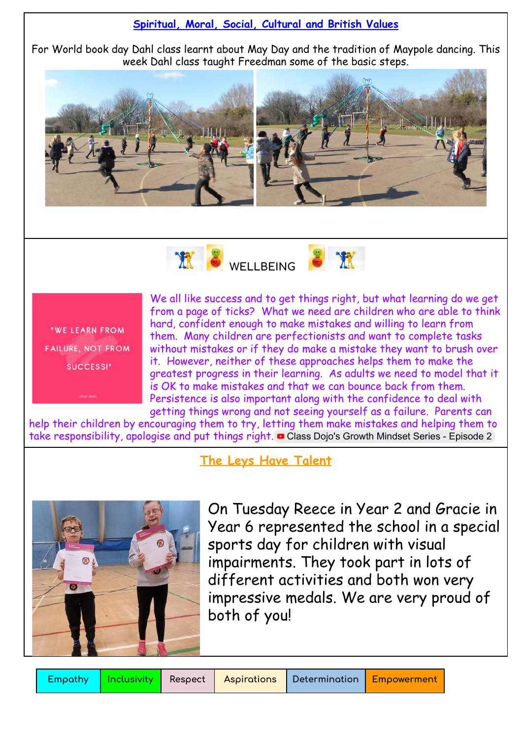## Spiritual, Moral, Social, Cultural and British Values

For World book day Dahl class learnt about May Day and the tradition of Maypole dancing. This week Dahl class taught Freedman some of the basic steps.

## WELLBEING

"WE LEARN FROM FAILURE, NOT FROM SUCCESS!"

We all like success and to get things right, but what learning do we get from a page of ticks? What we need are children who are able to think hard, confident enough to make mistakes and willing to learn from them. Many children are perfectionists and want to complete tasks without mistakes or if they do make a mistake they want to brush over it. However, neither of these approaches helps them to make the greatest progress in their learning. As adults we need to model that it is OK to make mistakes and that we can bounce back from them. Persistence is also important along with the confidence to deal with getting things wrong and not seeing yourself as a failure. Parents can help their children by encouraging them to try, letting them make mistakes and helping them to take responsibility, apologise and put things right. Class Dojo's Growth Mindset Series - Episode 2

## The Leys Have Talent

On Tuesday Reece in Year 2 and Gracie in Year 6 represented the school in a special sports day for children with visual impairments. They took part in lots of different activities and both won very impressive medals. We are very proud of both of you!

| Empathy | Inclusivity | Respect | Aspirations | Determination | Empowerment |
|---|---|---|---|---|---|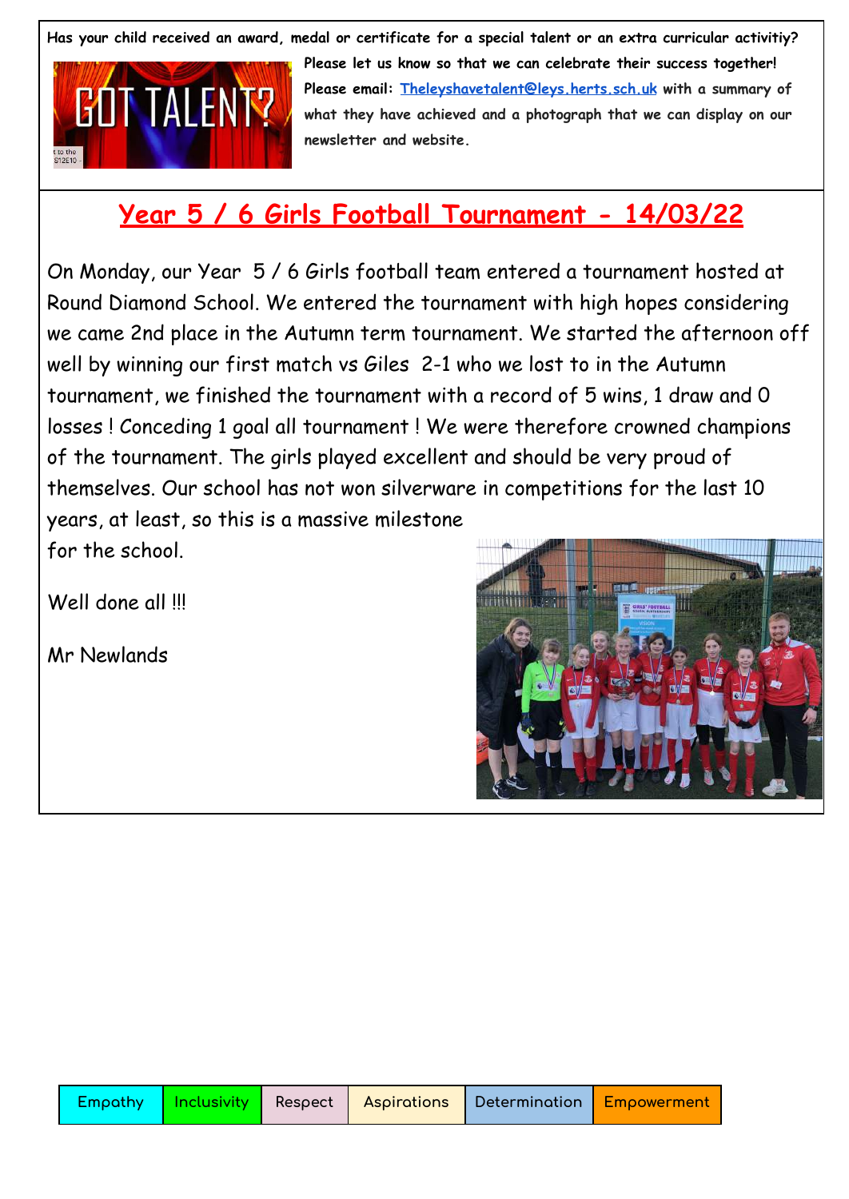**Has your child received an award, medal or certificate for a special talent or an extra curricular activitiy?**

**Please let us know so that we can celebrate their success together!**

**Please email: [Theleyshavetalent@leys.herts.sch.uk](mailto:Theleyshavetalent@leys.herts.sch.uk) with a summary of what they have achieved and a photograph that we can display on our newsletter and website.**

## Year 5 / 6 Girls Football Tournament - 14/03/22

On Monday, our Year 5 / 6 Girls football team entered a tournament hosted at Round Diamond School. We entered the tournament with high hopes considering we came 2nd place in the Autumn term tournament. We started the afternoon off well by winning our first match vs Giles 2-1 who we lost to in the Autumn tournament, we finished the tournament with a record of 5 wins, 1 draw and 0 losses ! Conceding 1 goal all tournament ! We were therefore crowned champions of the tournament. The girls played excellent and should be very proud of themselves. Our school has not won silverware in competitions for the last 10 years, at least, so this is a massive milestone for the school.

Well done all !!!

Mr Newlands

| Empathy | Inclusivity | Respect | Aspirations | Determination | Empowerment |
|---|---|---|---|---|---|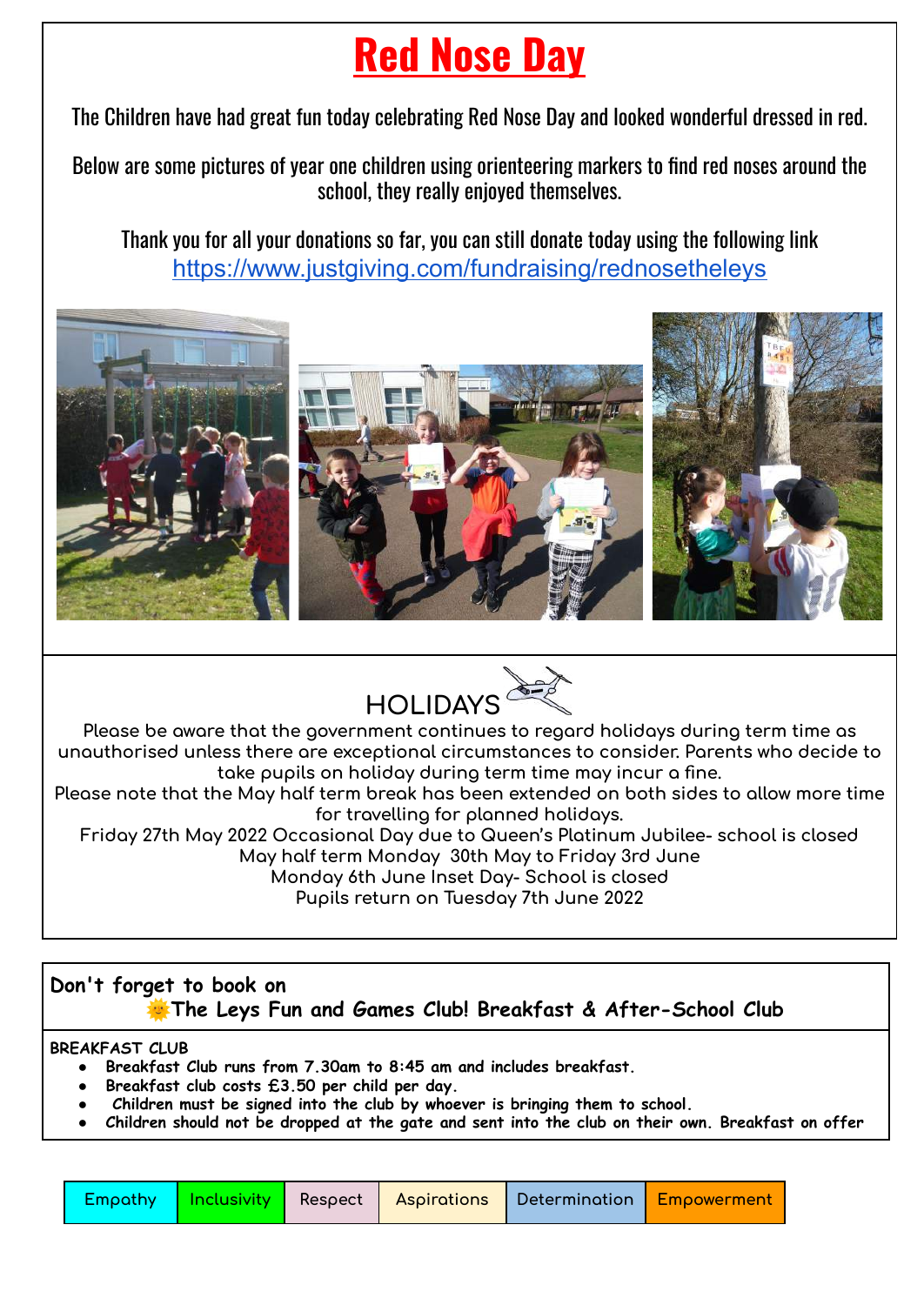# Red Nose Day

The Children have had great fun today celebrating Red Nose Day and looked wonderful dressed in red.

Below are some pictures of year one children using orienteering markers to find red noses around the school, they really enjoyed themselves.

Thank you for all your donations so far, you can still donate today using the following link
https://www.justgiving.com/fundraising/rednosetheleys

## HOLIDAYS

Please be aware that the government continues to regard holidays during term time as unauthorised unless there are exceptional circumstances to consider. Parents who decide to take pupils on holiday during term time may incur a fine.

Please note that the May half term break has been extended on both sides to allow more time for travelling for planned holidays.

Friday 27th May 2022 Occasional Day due to Queen's Platinum Jubilee- school is closed
May half term Monday 30th May to Friday 3rd June
Monday 6th June Inset Day- School is closed
Pupils return on Tuesday 7th June 2022

**Don't forget to book on**
**🌞The Leys Fun and Games Club! Breakfast & After-School Club**

**BREAKFAST CLUB**

- **Breakfast Club runs from 7.30am to 8:45 am and includes breakfast.**
- **Breakfast club costs £3.50 per child per day.**
- **Children must be signed into the club by whoever is bringing them to school.**
- **Children should not be dropped at the gate and sent into the club on their own. Breakfast on offer**

| Empathy | Inclusivity | Respect | Aspirations | Determination | Empowerment |
|---|---|---|---|---|---|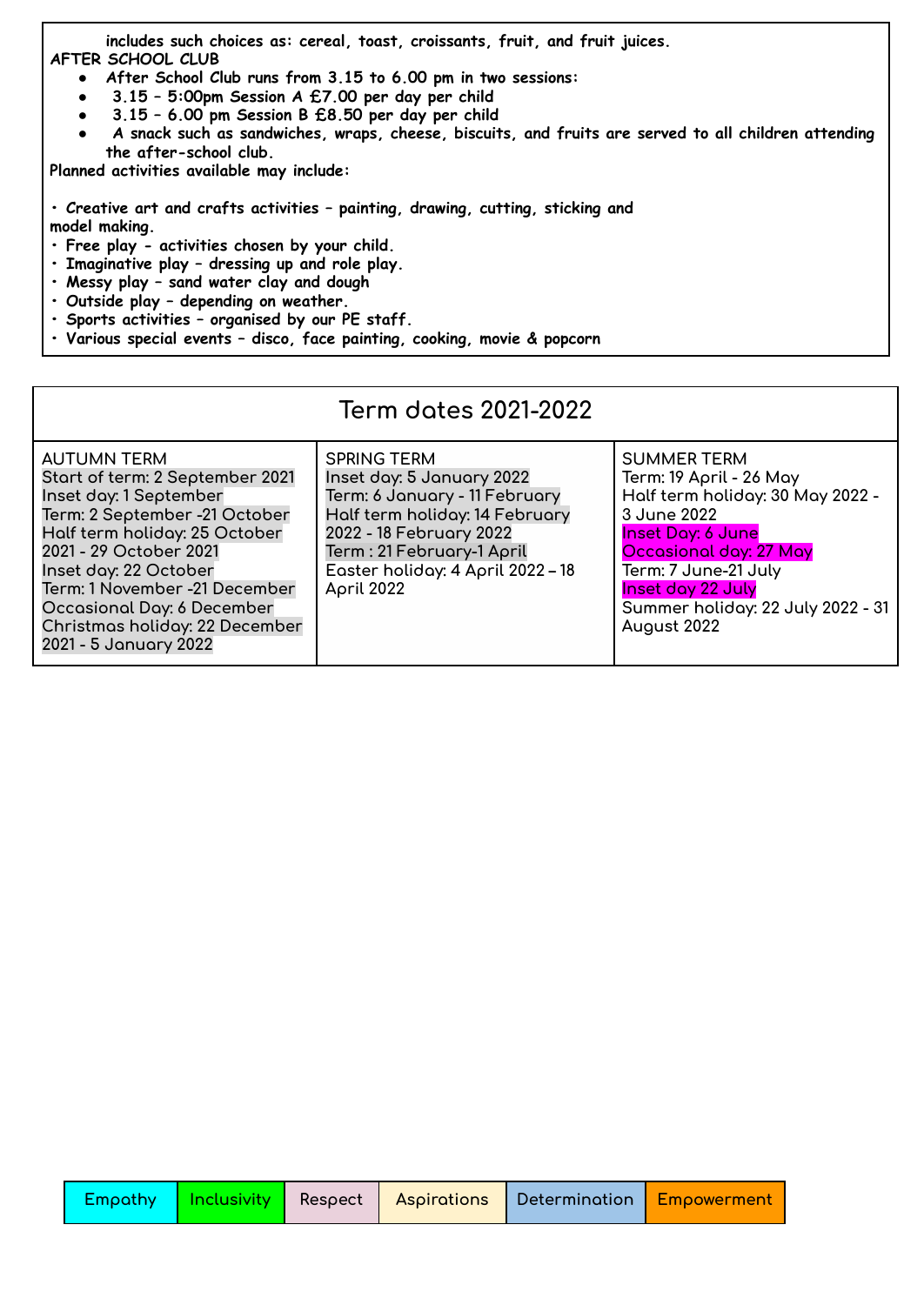includes such choices as: cereal, toast, croissants, fruit, and fruit juices.

**AFTER SCHOOL CLUB**

- **After School Club runs from 3.15 to 6.00 pm in two sessions:**
- **3.15 – 5:00pm Session A £7.00 per day per child**
- **3.15 – 6.00 pm Session B £8.50 per day per child**
- **A snack such as sandwiches, wraps, cheese, biscuits, and fruits are served to all children attending the after-school club.**

**Planned activities available may include:**

- **Creative art and crafts activities – painting, drawing, cutting, sticking and model making.**
- **Free play - activities chosen by your child.**
- **Imaginative play – dressing up and role play.**
- **Messy play – sand water clay and dough**
- **Outside play – depending on weather.**
- **Sports activities – organised by our PE staff.**
- **Various special events – disco, face painting, cooking, movie & popcorn**

## Term dates 2021-2022

| AUTUMN TERM | SPRING TERM | SUMMER TERM |
|---|---|---|
| Start of term: 2 September 2021<br>Inset day: 1 September<br>Term: 2 September -21 October<br>Half term holiday: 25 October 2021 - 29 October 2021<br>Inset day: 22 October<br>Term: 1 November -21 December<br>Occasional Day: 6 December<br>Christmas holiday: 22 December 2021 - 5 January 2022 | Inset day: 5 January 2022<br>Term: 6 January - 11 February<br>Half term holiday: 14 February 2022 - 18 February 2022<br>Term : 21 February-1 April<br>Easter holiday: 4 April 2022 – 18 April 2022 | Term: 19 April - 26 May<br>Half term holiday: 30 May 2022 - 3 June 2022<br>Inset Day: 6 June<br>Occasional day: 27 May<br>Term: 7 June-21 July<br>Inset day 22 July<br>Summer holiday: 22 July 2022 - 31 August 2022 |

| | | | | | |
|---|---|---|---|---|---|
| Empathy | Inclusivity | Respect | Aspirations | Determination | Empowerment |